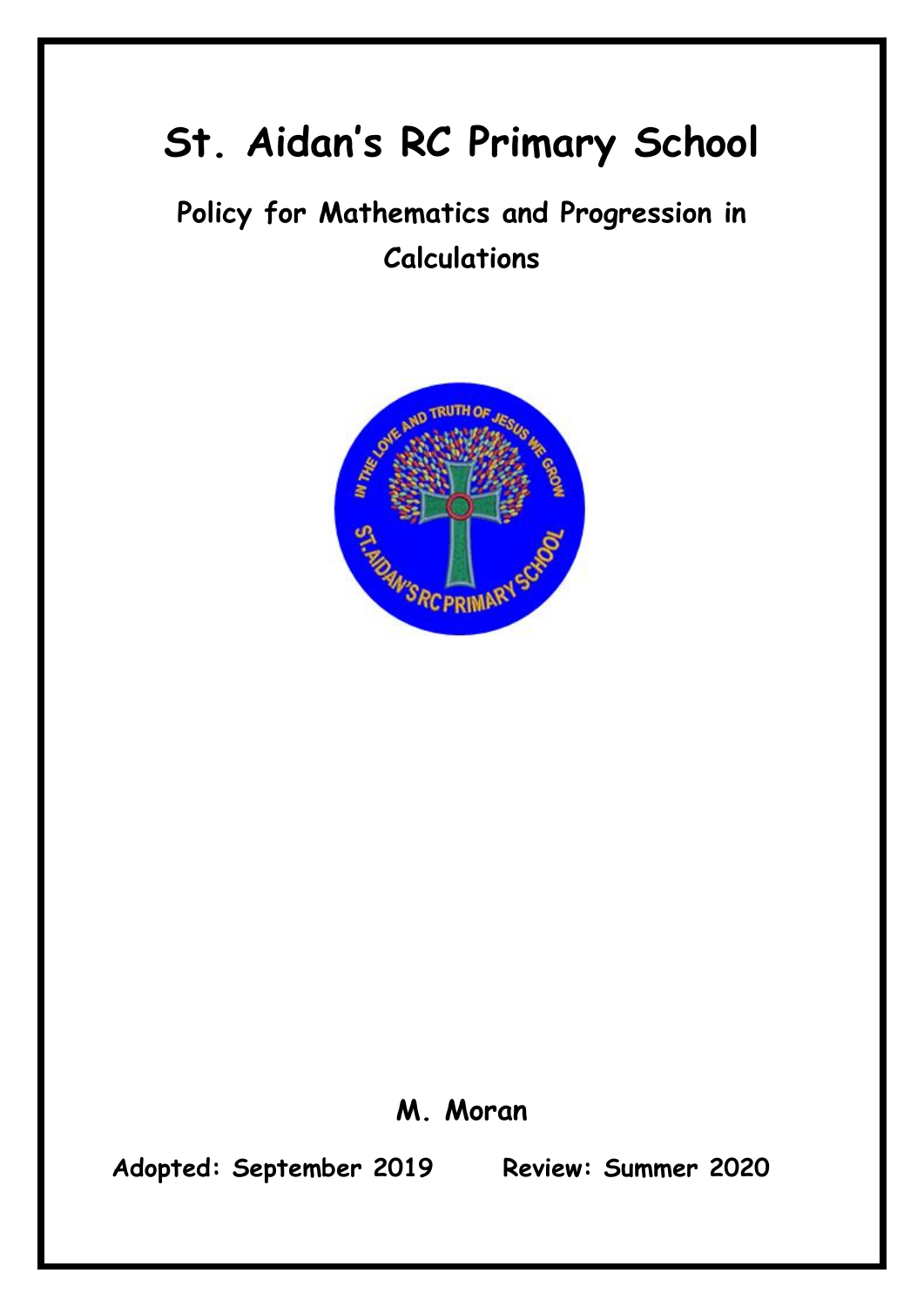# St. Aidan's RC Primary School

## Policy for Mathematics and Progression in Calculations

**M. Moran**

**Adopted: September 2019 Review: Summer 2020**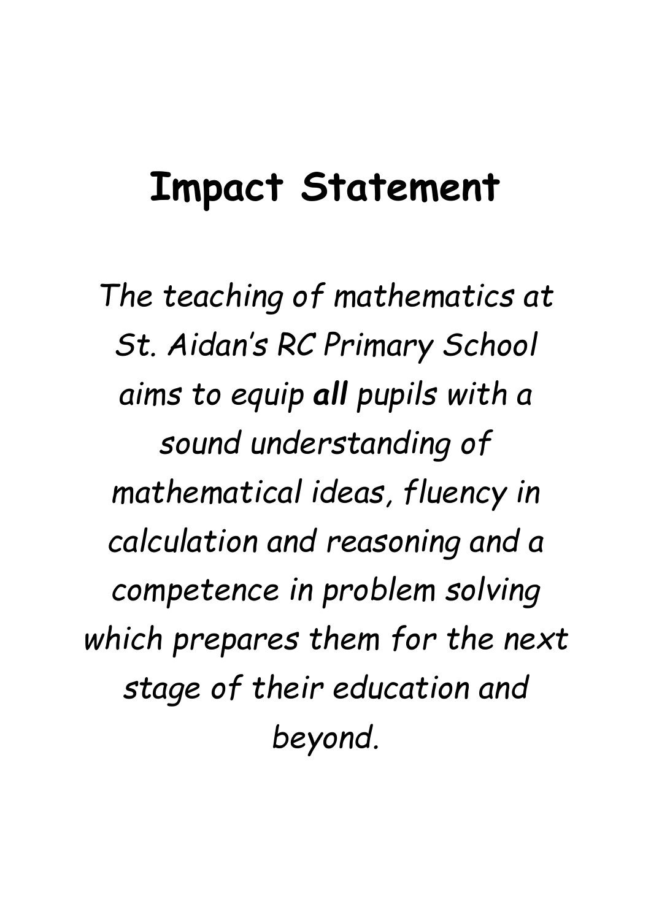# Impact Statement

*The teaching of mathematics at St. Aidan's RC Primary School aims to equip* ***all*** *pupils with a sound understanding of mathematical ideas, fluency in calculation and reasoning and a competence in problem solving which prepares them for the next stage of their education and beyond.*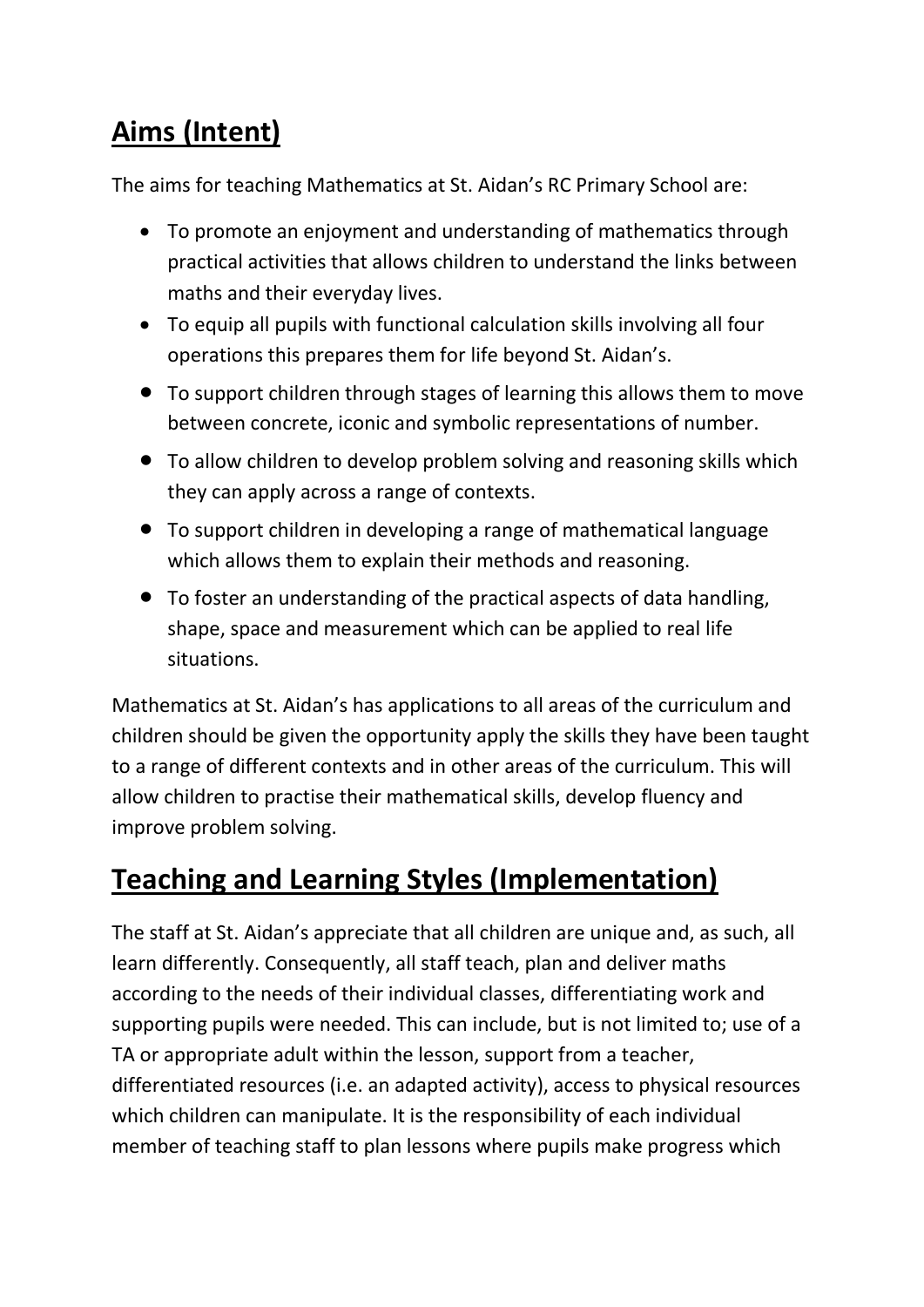## Aims (Intent)

The aims for teaching Mathematics at St. Aidan's RC Primary School are:

- To promote an enjoyment and understanding of mathematics through practical activities that allows children to understand the links between maths and their everyday lives.
- To equip all pupils with functional calculation skills involving all four operations this prepares them for life beyond St. Aidan's.
- To support children through stages of learning this allows them to move between concrete, iconic and symbolic representations of number.
- To allow children to develop problem solving and reasoning skills which they can apply across a range of contexts.
- To support children in developing a range of mathematical language which allows them to explain their methods and reasoning.
- To foster an understanding of the practical aspects of data handling, shape, space and measurement which can be applied to real life situations.

Mathematics at St. Aidan's has applications to all areas of the curriculum and children should be given the opportunity apply the skills they have been taught to a range of different contexts and in other areas of the curriculum. This will allow children to practise their mathematical skills, develop fluency and improve problem solving.

## Teaching and Learning Styles (Implementation)

The staff at St. Aidan's appreciate that all children are unique and, as such, all learn differently. Consequently, all staff teach, plan and deliver maths according to the needs of their individual classes, differentiating work and supporting pupils were needed. This can include, but is not limited to; use of a TA or appropriate adult within the lesson, support from a teacher, differentiated resources (i.e. an adapted activity), access to physical resources which children can manipulate. It is the responsibility of each individual member of teaching staff to plan lessons where pupils make progress which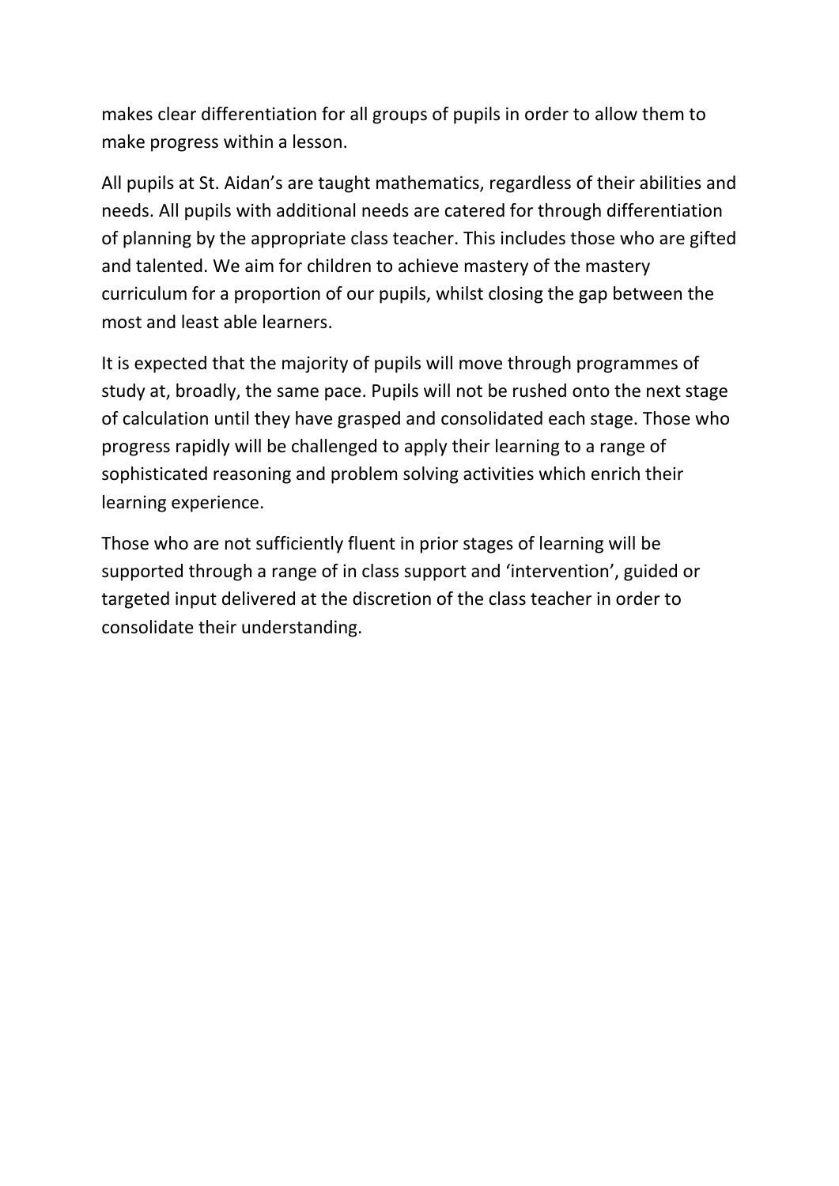makes clear differentiation for all groups of pupils in order to allow them to make progress within a lesson.

All pupils at St. Aidan's are taught mathematics, regardless of their abilities and needs. All pupils with additional needs are catered for through differentiation of planning by the appropriate class teacher. This includes those who are gifted and talented. We aim for children to achieve mastery of the mastery curriculum for a proportion of our pupils, whilst closing the gap between the most and least able learners.

It is expected that the majority of pupils will move through programmes of study at, broadly, the same pace. Pupils will not be rushed onto the next stage of calculation until they have grasped and consolidated each stage. Those who progress rapidly will be challenged to apply their learning to a range of sophisticated reasoning and problem solving activities which enrich their learning experience.

Those who are not sufficiently fluent in prior stages of learning will be supported through a range of in class support and 'intervention', guided or targeted input delivered at the discretion of the class teacher in order to consolidate their understanding.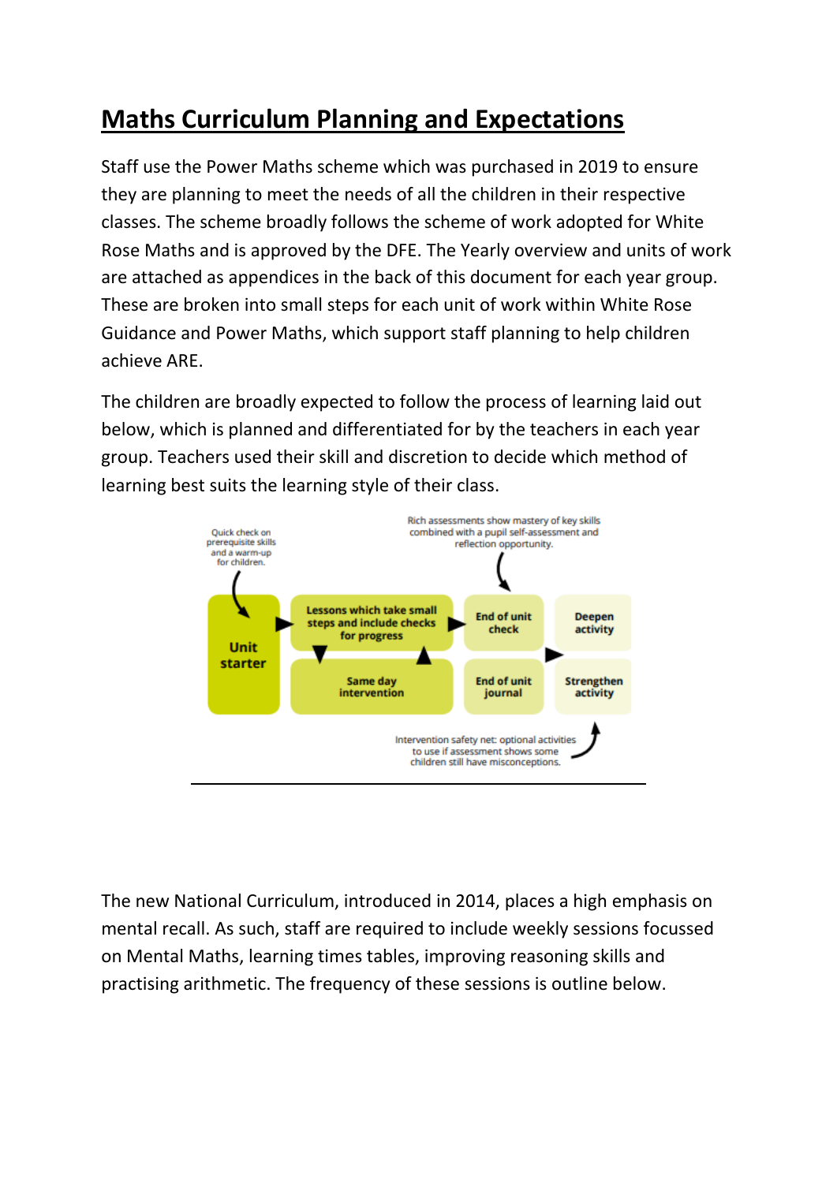# Maths Curriculum Planning and Expectations

Staff use the Power Maths scheme which was purchased in 2019 to ensure they are planning to meet the needs of all the children in their respective classes. The scheme broadly follows the scheme of work adopted for White Rose Maths and is approved by the DFE. The Yearly overview and units of work are attached as appendices in the back of this document for each year group. These are broken into small steps for each unit of work within White Rose Guidance and Power Maths, which support staff planning to help children achieve ARE.

The children are broadly expected to follow the process of learning laid out below, which is planned and differentiated for by the teachers in each year group. Teachers used their skill and discretion to decide which method of learning best suits the learning style of their class.

Quick check on prerequisite skills and a warm-up for children.

Rich assessments show mastery of key skills combined with a pupil self-assessment and reflection opportunity.

- **Unit starter**
- **Lessons which take small steps and include checks for progress**
- **Same day intervention**
- **End of unit check**
- **End of unit journal**
- **Deepen activity**
- **Strengthen activity**

Intervention safety net: optional activities to use if assessment shows some children still have misconceptions.

The new National Curriculum, introduced in 2014, places a high emphasis on mental recall. As such, staff are required to include weekly sessions focussed on Mental Maths, learning times tables, improving reasoning skills and practising arithmetic. The frequency of these sessions is outline below.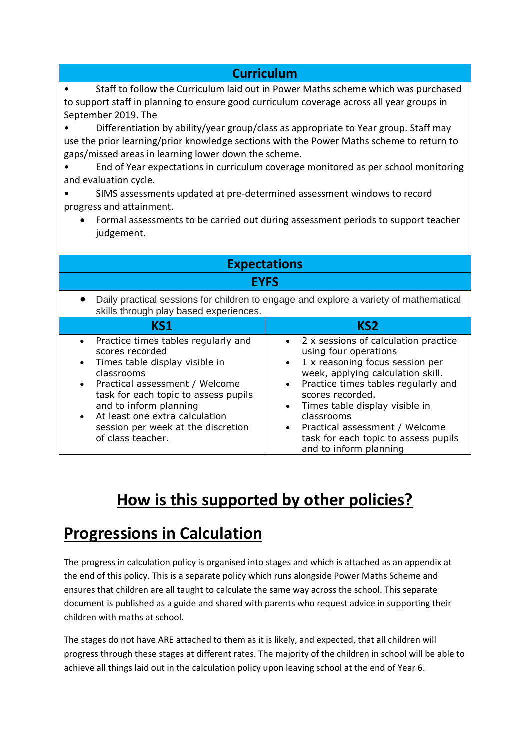| Curriculum |
|---|
| • Staff to follow the Curriculum laid out in Power Maths scheme which was purchased to support staff in planning to ensure good curriculum coverage across all year groups in September 2019. The<br>• Differentiation by ability/year group/class as appropriate to Year group. Staff may use the prior learning/prior knowledge sections with the Power Maths scheme to return to gaps/missed areas in learning lower down the scheme.<br>• End of Year expectations in curriculum coverage monitored as per school monitoring and evaluation cycle.<br>• SIMS assessments updated at pre-determined assessment windows to record progress and attainment.<br>• Formal assessments to be carried out during assessment periods to support teacher judgement. |

| Expectations | |
|---|---|
| **EYFS** | |
| • Daily practical sessions for children to engage and explore a variety of mathematical skills through play based experiences. | |
| **KS1** | **KS2** |
| • Practice times tables regularly and scores recorded<br>• Times table display visible in classrooms<br>• Practical assessment / Welcome task for each topic to assess pupils and to inform planning<br>• At least one extra calculation session per week at the discretion of class teacher. | • 2 x sessions of calculation practice using four operations<br>• 1 x reasoning focus session per week, applying calculation skill.<br>• Practice times tables regularly and scores recorded.<br>• Times table display visible in classrooms<br>• Practical assessment / Welcome task for each topic to assess pupils and to inform planning |

# How is this supported by other policies?

## Progressions in Calculation

The progress in calculation policy is organised into stages and which is attached as an appendix at the end of this policy. This is a separate policy which runs alongside Power Maths Scheme and ensures that children are all taught to calculate the same way across the school. This separate document is published as a guide and shared with parents who request advice in supporting their children with maths at school.

The stages do not have ARE attached to them as it is likely, and expected, that all children will progress through these stages at different rates. The majority of the children in school will be able to achieve all things laid out in the calculation policy upon leaving school at the end of Year 6.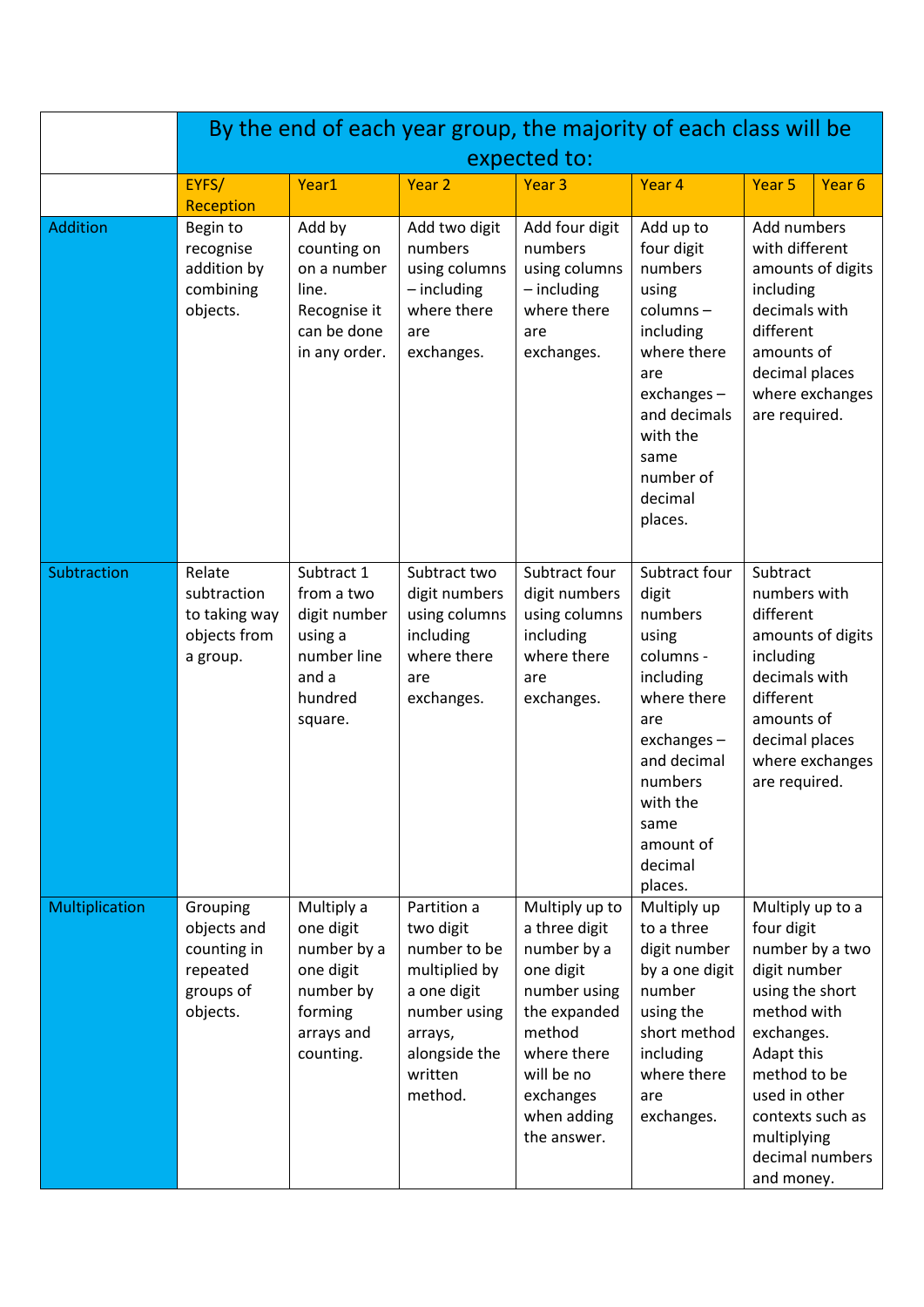| | By the end of each year group, the majority of each class will be expected to: | | | | | |
|---|---|---|---|---|---|---|
| | EYFS/ Reception | Year1 | Year 2 | Year 3 | Year 4 | Year 5 Year 6 |
| Addition | Begin to recognise addition by combining objects. | Add by counting on on a number line. Recognise it can be done in any order. | Add two digit numbers using columns – including where there are exchanges. | Add four digit numbers using columns – including where there are exchanges. | Add up to four digit numbers using columns – including where there are exchanges – and decimals with the same number of decimal places. | Add numbers with different amounts of digits including decimals with different amounts of decimal places where exchanges are required. |
| Subtraction | Relate subtraction to taking way objects from a group. | Subtract 1 from a two digit number using a number line and a hundred square. | Subtract two digit numbers using columns including where there are exchanges. | Subtract four digit numbers using columns including where there are exchanges. | Subtract four digit numbers using columns - including where there are exchanges – and decimal numbers with the same amount of decimal places. | Subtract numbers with different amounts of digits including decimals with different amounts of decimal places where exchanges are required. |
| Multiplication | Grouping objects and counting in repeated groups of objects. | Multiply a one digit number by a one digit number by forming arrays and counting. | Partition a two digit number to be multiplied by a one digit number using arrays, alongside the written method. | Multiply up to a three digit number by a one digit number using the expanded method where there will be no exchanges when adding the answer. | Multiply up to a three digit number by a one digit number using the short method including where there are exchanges. | Multiply up to a four digit number by a two digit number using the short method with exchanges. Adapt this method to be used in other contexts such as multiplying decimal numbers and money. |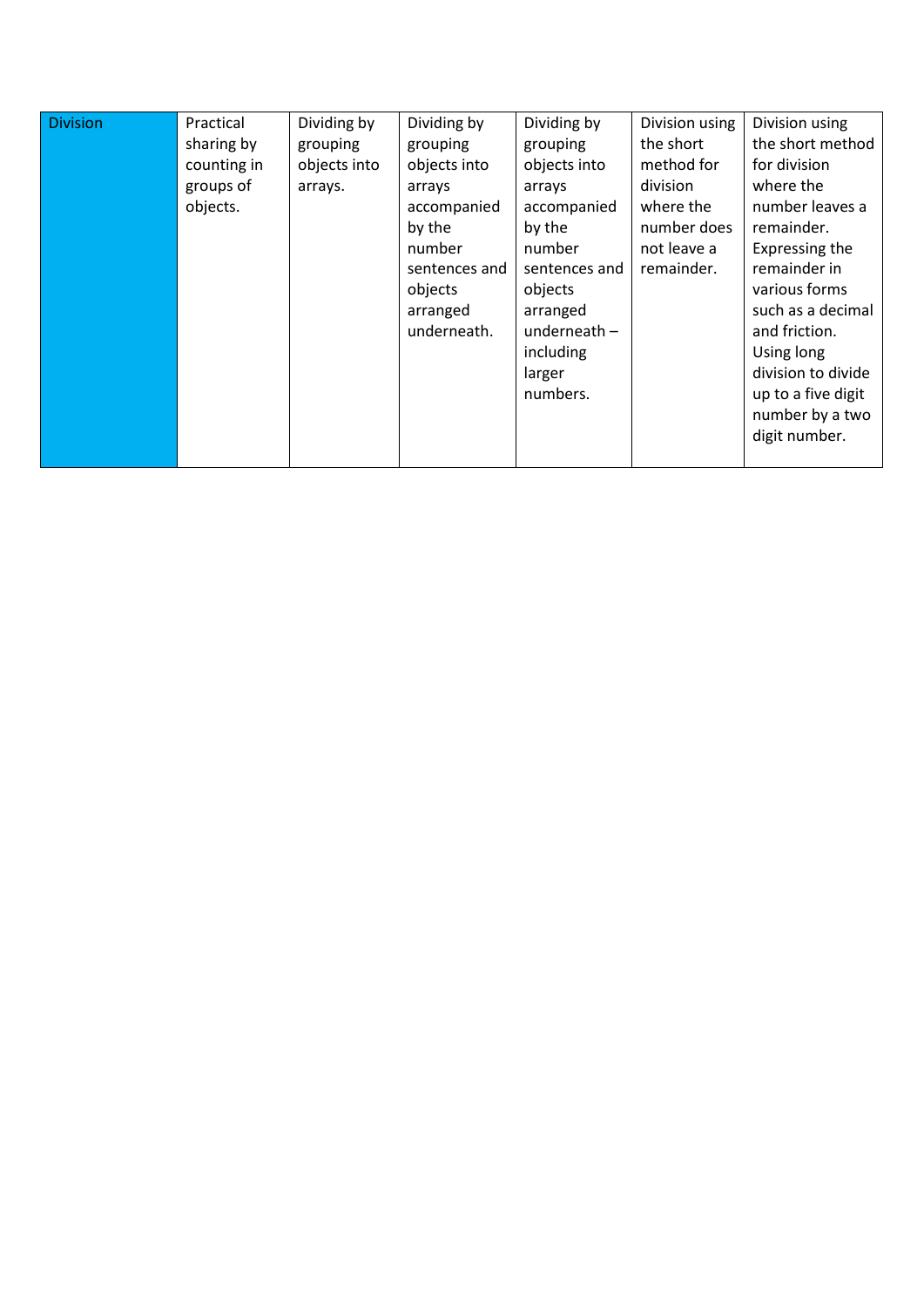| Division | Practical sharing by counting in groups of objects. | Dividing by grouping objects into arrays. | Dividing by grouping objects into arrays accompanied by the number sentences and objects arranged underneath. | Dividing by grouping objects into arrays accompanied by the number sentences and objects arranged underneath – including larger numbers. | Division using the short method for division where the number does not leave a remainder. | Division using the short method for division where the number leaves a remainder. Expressing the remainder in various forms such as a decimal and friction. Using long division to divide up to a five digit number by a two digit number. |
|---|---|---|---|---|---|---|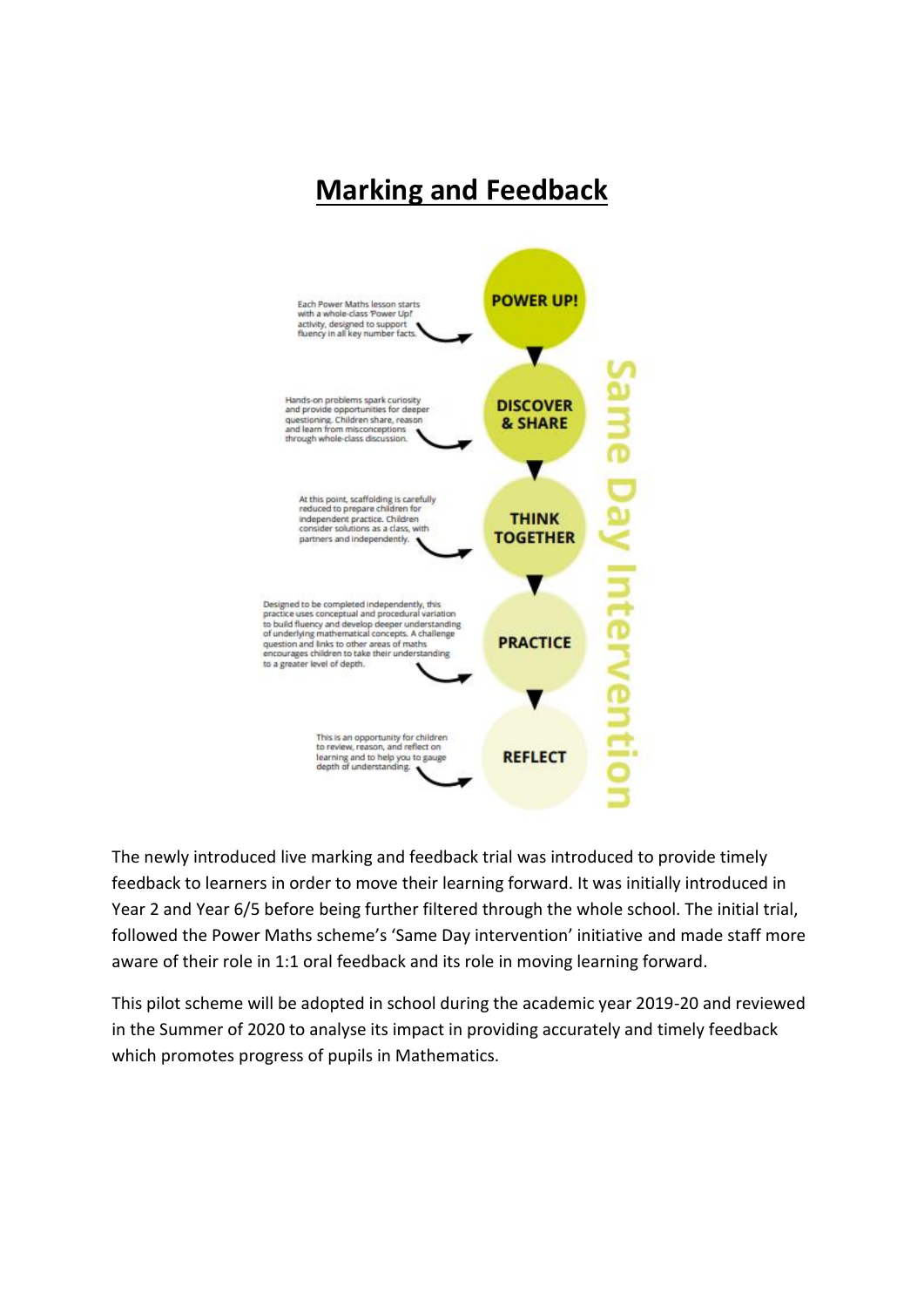# Marking and Feedback

Each Power Maths lesson starts with a whole-class 'Power Up!' activity, designed to support fluency in all key number facts.

**POWER UP!**

Hands-on problems spark curiosity and provide opportunities for deeper questioning. Children share, reason and learn from misconceptions through whole-class discussion.

**DISCOVER & SHARE**

At this point, scaffolding is carefully reduced to prepare children for independent practice. Children consider solutions as a class, with partners and independently.

**THINK TOGETHER**

Designed to be completed independently, this practice uses conceptual and procedural variation to build fluency and develop deeper understanding of underlying mathematical concepts. A challenge question and links to other areas of maths encourages children to take their understanding to a greater level of depth.

**PRACTICE**

This is an opportunity for children to review, reason, and reflect on learning and to help you to gauge depth of understanding.

**REFLECT**

**Same Day Intervention**

The newly introduced live marking and feedback trial was introduced to provide timely feedback to learners in order to move their learning forward. It was initially introduced in Year 2 and Year 6/5 before being further filtered through the whole school. The initial trial, followed the Power Maths scheme's 'Same Day intervention' initiative and made staff more aware of their role in 1:1 oral feedback and its role in moving learning forward.

This pilot scheme will be adopted in school during the academic year 2019-20 and reviewed in the Summer of 2020 to analyse its impact in providing accurately and timely feedback which promotes progress of pupils in Mathematics.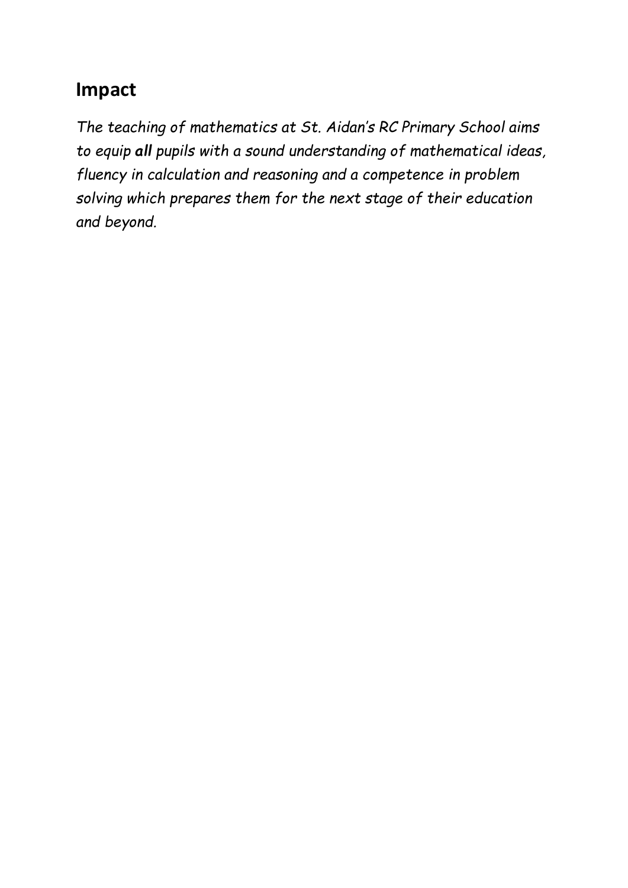## Impact

*The teaching of mathematics at St. Aidan's RC Primary School aims to equip **all** pupils with a sound understanding of mathematical ideas, fluency in calculation and reasoning and a competence in problem solving which prepares them for the next stage of their education and beyond.*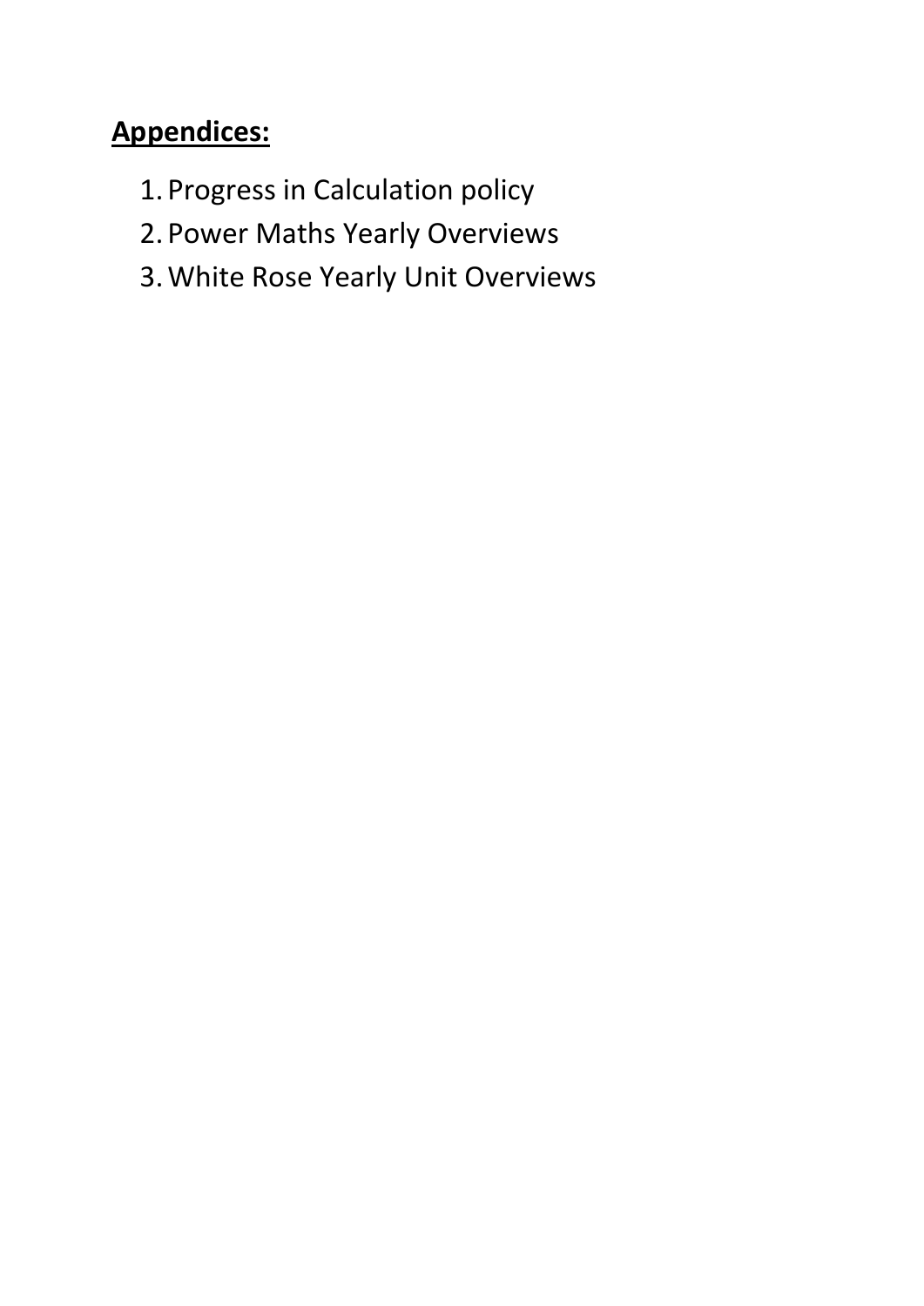**<u>Appendices:</u>**

1. Progress in Calculation policy
2. Power Maths Yearly Overviews
3. White Rose Yearly Unit Overviews